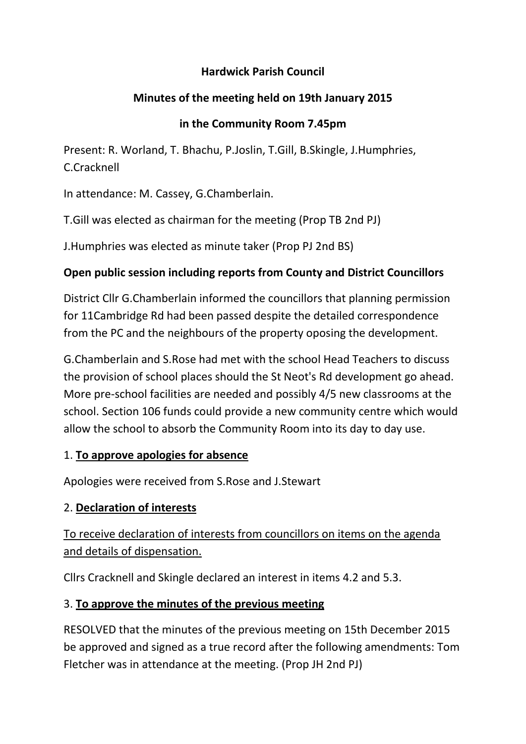**Hardwick Parish Council**

**Minutes of the meeting held on 19th January 2015**

**in the Community Room 7.45pm**

Present: R. Worland, T. Bhachu, P.Joslin, T.Gill, B.Skingle, J.Humphries, C.Cracknell

In attendance: M. Cassey, G.Chamberlain.

T.Gill was elected as chairman for the meeting (Prop TB 2nd PJ)

J.Humphries was elected as minute taker (Prop PJ 2nd BS)

**Open public session including reports from County and District Councillors**

District Cllr G.Chamberlain informed the councillors that planning permission for 11Cambridge Rd had been passed despite the detailed correspondence from the PC and the neighbours of the property oposing the development.

G.Chamberlain and S.Rose had met with the school Head Teachers to discuss the provision of school places should the St Neot's Rd development go ahead. More pre-school facilities are needed and possibly 4/5 new classrooms at the school. Section 106 funds could provide a new community centre which would allow the school to absorb the Community Room into its day to day use.

1. **<u>To approve apologies for absence</u>**

Apologies were received from S.Rose and J.Stewart

2. **<u>Declaration of interests</u>**

<u>To receive declaration of interests from councillors on items on the agenda and details of dispensation.</u>

Cllrs Cracknell and Skingle declared an interest in items 4.2 and 5.3.

3. **<u>To approve the minutes of the previous meeting</u>**

RESOLVED that the minutes of the previous meeting on 15th December 2015 be approved and signed as a true record after the following amendments: Tom Fletcher was in attendance at the meeting. (Prop JH 2nd PJ)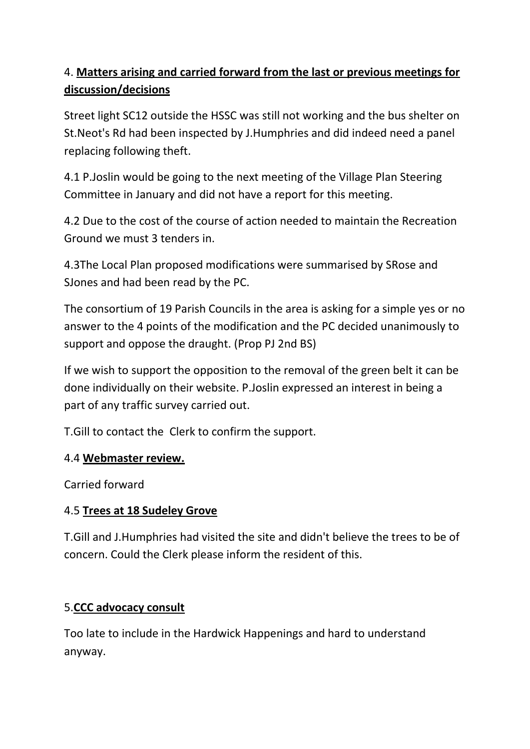4. **Matters arising and carried forward from the last or previous meetings for discussion/decisions**

Street light SC12 outside the HSSC was still not working and the bus shelter on St.Neot's Rd had been inspected by J.Humphries and did indeed need a panel replacing following theft.

4.1 P.Joslin would be going to the next meeting of the Village Plan Steering Committee in January and did not have a report for this meeting.

4.2 Due to the cost of the course of action needed to maintain the Recreation Ground we must 3 tenders in.

4.3The Local Plan proposed modifications were summarised by SRose and SJones and had been read by the PC.

The consortium of 19 Parish Councils in the area is asking for a simple yes or no answer to the 4 points of the modification and the PC decided unanimously to support and oppose the draught. (Prop PJ 2nd BS)

If we wish to support the opposition to the removal of the green belt it can be done individually on their website. P.Joslin expressed an interest in being a part of any traffic survey carried out.

T.Gill to contact the Clerk to confirm the support.

4.4 **Webmaster review.**

Carried forward

4.5 **Trees at 18 Sudeley Grove**

T.Gill and J.Humphries had visited the site and didn't believe the trees to be of concern. Could the Clerk please inform the resident of this.

5.**CCC advocacy consult**

Too late to include in the Hardwick Happenings and hard to understand anyway.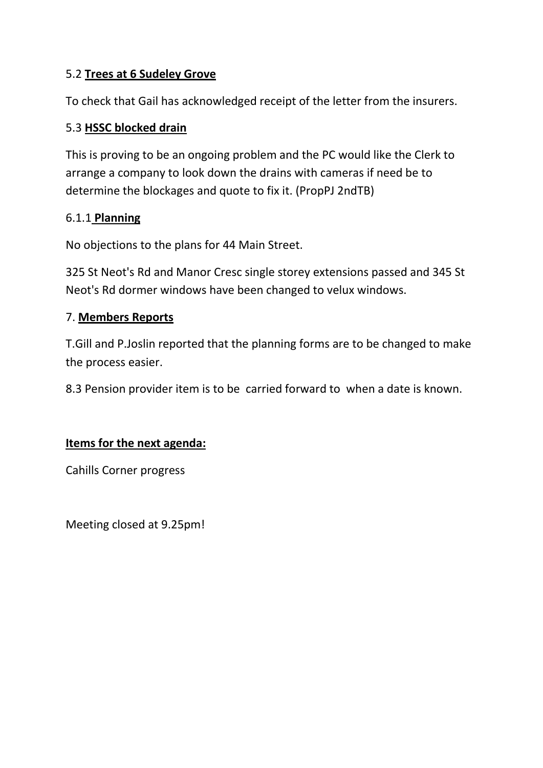5.2 **<u>Trees at 6 Sudeley Grove</u>**

To check that Gail has acknowledged receipt of the letter from the insurers.

5.3 **<u>HSSC blocked drain</u>**

This is proving to be an ongoing problem and the PC would like the Clerk to arrange a company to look down the drains with cameras if need be to determine the blockages and quote to fix it. (PropPJ 2ndTB)

6.1.1 **<u>Planning</u>**

No objections to the plans for 44 Main Street.

325 St Neot's Rd and Manor Cresc single storey extensions passed and 345 St Neot's Rd dormer windows have been changed to velux windows.

7. **<u>Members Reports</u>**

T.Gill and P.Joslin reported that the planning forms are to be changed to make the process easier.

8.3 Pension provider item is to be carried forward to when a date is known.

**<u>Items for the next agenda:</u>**

Cahills Corner progress

Meeting closed at 9.25pm!